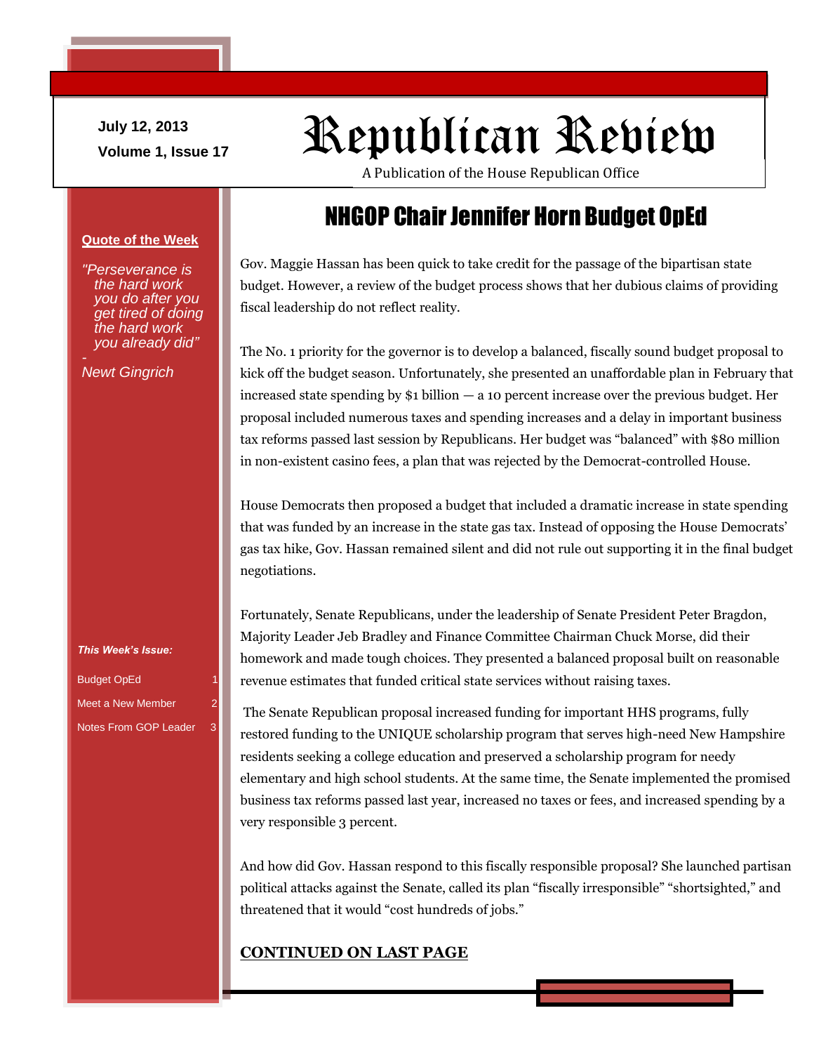July 12, 2013

Volume 1, Issue 17

# Republican Review

A Publication of the House Republican Office

**Quote of the Week**

*"Perseverance is the hard work you do after you get tired of doing the hard work you already did"*

*- Newt Gingrich*

***This Week's Issue:***

- Budget OpEd 1
- Meet a New Member 2
- Notes From GOP Leader 3

## NHGOP Chair Jennifer Horn Budget OpEd

Gov. Maggie Hassan has been quick to take credit for the passage of the bipartisan state budget. However, a review of the budget process shows that her dubious claims of providing fiscal leadership do not reflect reality.

The No. 1 priority for the governor is to develop a balanced, fiscally sound budget proposal to kick off the budget season. Unfortunately, she presented an unaffordable plan in February that increased state spending by $1 billion — a 10 percent increase over the previous budget. Her proposal included numerous taxes and spending increases and a delay in important business tax reforms passed last session by Republicans. Her budget was "balanced" with $80 million in non-existent casino fees, a plan that was rejected by the Democrat-controlled House.

House Democrats then proposed a budget that included a dramatic increase in state spending that was funded by an increase in the state gas tax. Instead of opposing the House Democrats' gas tax hike, Gov. Hassan remained silent and did not rule out supporting it in the final budget negotiations.

Fortunately, Senate Republicans, under the leadership of Senate President Peter Bragdon, Majority Leader Jeb Bradley and Finance Committee Chairman Chuck Morse, did their homework and made tough choices. They presented a balanced proposal built on reasonable revenue estimates that funded critical state services without raising taxes.

The Senate Republican proposal increased funding for important HHS programs, fully restored funding to the UNIQUE scholarship program that serves high-need New Hampshire residents seeking a college education and preserved a scholarship program for needy elementary and high school students. At the same time, the Senate implemented the promised business tax reforms passed last year, increased no taxes or fees, and increased spending by a very responsible 3 percent.

And how did Gov. Hassan respond to this fiscally responsible proposal? She launched partisan political attacks against the Senate, called its plan "fiscally irresponsible" "shortsighted," and threatened that it would "cost hundreds of jobs."

**CONTINUED ON LAST PAGE**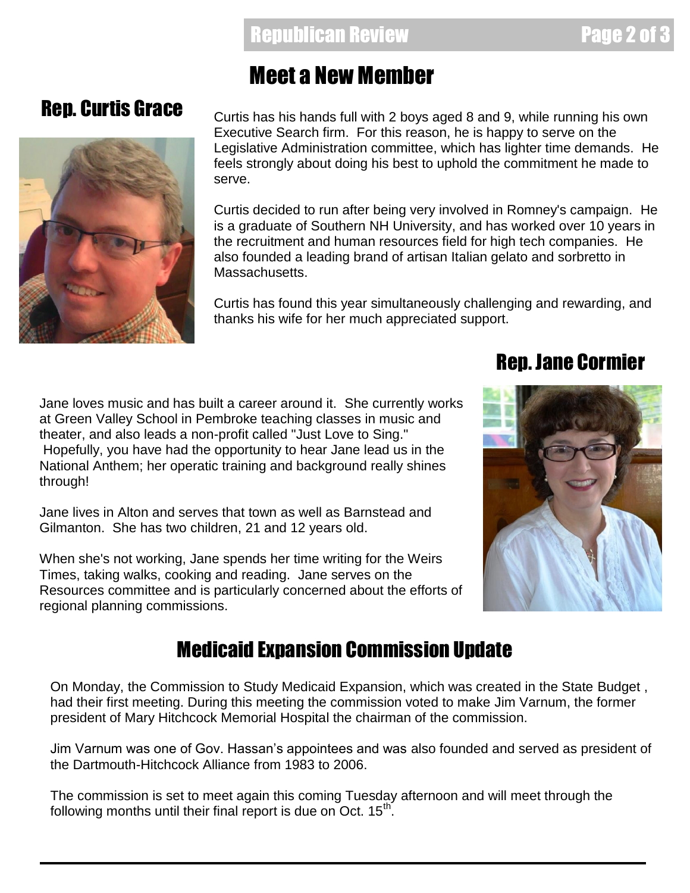# Meet a New Member

## Rep. Curtis Grace

Curtis has his hands full with 2 boys aged 8 and 9, while running his own Executive Search firm. For this reason, he is happy to serve on the Legislative Administration committee, which has lighter time demands. He feels strongly about doing his best to uphold the commitment he made to serve.

Curtis decided to run after being very involved in Romney's campaign. He is a graduate of Southern NH University, and has worked over 10 years in the recruitment and human resources field for high tech companies. He also founded a leading brand of artisan Italian gelato and sorbretto in Massachusetts.

Curtis has found this year simultaneously challenging and rewarding, and thanks his wife for her much appreciated support.

## Rep. Jane Cormier

Jane loves music and has built a career around it. She currently works at Green Valley School in Pembroke teaching classes in music and theater, and also leads a non-profit called "Just Love to Sing." Hopefully, you have had the opportunity to hear Jane lead us in the National Anthem; her operatic training and background really shines through!

Jane lives in Alton and serves that town as well as Barnstead and Gilmanton. She has two children, 21 and 12 years old.

When she's not working, Jane spends her time writing for the Weirs Times, taking walks, cooking and reading. Jane serves on the Resources committee and is particularly concerned about the efforts of regional planning commissions.

# Medicaid Expansion Commission Update

On Monday, the Commission to Study Medicaid Expansion, which was created in the State Budget , had their first meeting. During this meeting the commission voted to make Jim Varnum, the former president of Mary Hitchcock Memorial Hospital the chairman of the commission.

Jim Varnum was one of Gov. Hassan's appointees and was also founded and served as president of the Dartmouth-Hitchcock Alliance from 1983 to 2006.

The commission is set to meet again this coming Tuesday afternoon and will meet through the following months until their final report is due on Oct. 15th.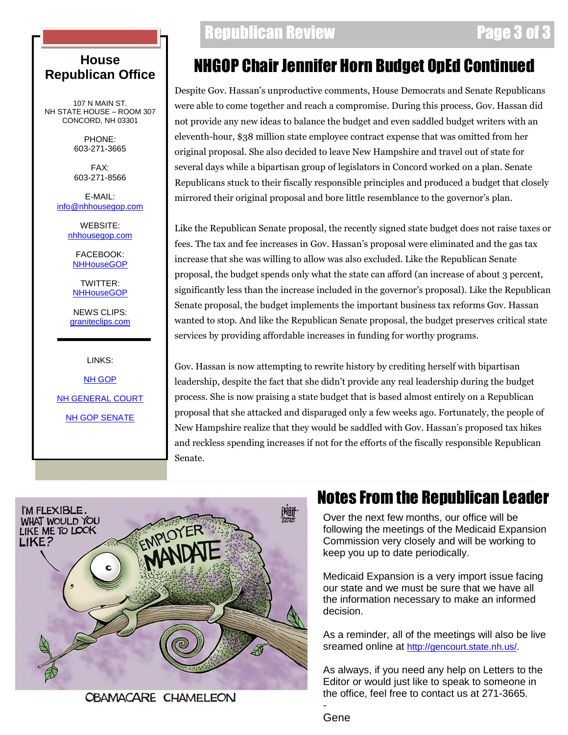## House Republican Office

107 N MAIN ST.
NH STATE HOUSE – ROOM 307
CONCORD, NH 03301

PHONE:
603-271-3665

FAX:
603-271-8566

E-MAIL:
info@nhhousegop.com

WEBSITE:
nhhousegop.com

FACEBOOK:
NHHouseGOP

TWITTER:
NHHouseGOP

NEWS CLIPS:
graniteclips.com

LINKS:

NH GOP

NH GENERAL COURT

NH GOP SENATE

# NHGOP Chair Jennifer Horn Budget OpEd Continued

Despite Gov. Hassan's unproductive comments, House Democrats and Senate Republicans were able to come together and reach a compromise. During this process, Gov. Hassan did not provide any new ideas to balance the budget and even saddled budget writers with an eleventh-hour, $38 million state employee contract expense that was omitted from her original proposal. She also decided to leave New Hampshire and travel out of state for several days while a bipartisan group of legislators in Concord worked on a plan. Senate Republicans stuck to their fiscally responsible principles and produced a budget that closely mirrored their original proposal and bore little resemblance to the governor's plan.

Like the Republican Senate proposal, the recently signed state budget does not raise taxes or fees. The tax and fee increases in Gov. Hassan's proposal were eliminated and the gas tax increase that she was willing to allow was also excluded. Like the Republican Senate proposal, the budget spends only what the state can afford (an increase of about 3 percent, significantly less than the increase included in the governor's proposal). Like the Republican Senate proposal, the budget implements the important business tax reforms Gov. Hassan wanted to stop. And like the Republican Senate proposal, the budget preserves critical state services by providing affordable increases in funding for worthy programs.

Gov. Hassan is now attempting to rewrite history by crediting herself with bipartisan leadership, despite the fact that she didn't provide any real leadership during the budget process. She is now praising a state budget that is based almost entirely on a Republican proposal that she attacked and disparaged only a few weeks ago. Fortunately, the people of New Hampshire realize that they would be saddled with Gov. Hassan's proposed tax hikes and reckless spending increases if not for the efforts of the fiscally responsible Republican Senate.

OBAMACARE CHAMELEON

# Notes From the Republican Leader

Over the next few months, our office will be following the meetings of the Medicaid Expansion Commission very closely and will be working to keep you up to date periodically.

Medicaid Expansion is a very import issue facing our state and we must be sure that we have all the information necessary to make an informed decision.

As a reminder, all of the meetings will also be live sreamed online at http://gencourt.state.nh.us/.

As always, if you need any help on Letters to the Editor or would just like to speak to someone in the office, feel free to contact us at 271-3665.

-
Gene